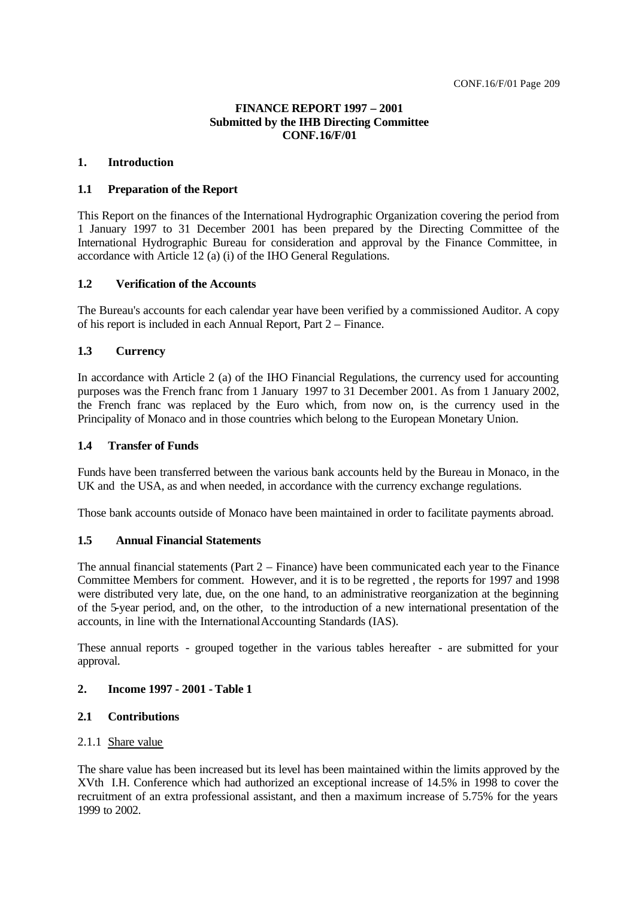**FINANCE REPORT 1997 – 2001**
**Submitted by the IHB Directing Committee**
**CONF.16/F/01**

## 1. Introduction

### 1.1 Preparation of the Report

This Report on the finances of the International Hydrographic Organization covering the period from 1 January 1997 to 31 December 2001 has been prepared by the Directing Committee of the International Hydrographic Bureau for consideration and approval by the Finance Committee, in accordance with Article 12 (a) (i) of the IHO General Regulations.

### 1.2 Verification of the Accounts

The Bureau's accounts for each calendar year have been verified by a commissioned Auditor. A copy of his report is included in each Annual Report, Part 2 – Finance.

### 1.3 Currency

In accordance with Article 2 (a) of the IHO Financial Regulations, the currency used for accounting purposes was the French franc from 1 January 1997 to 31 December 2001. As from 1 January 2002, the French franc was replaced by the Euro which, from now on, is the currency used in the Principality of Monaco and in those countries which belong to the European Monetary Union.

### 1.4 Transfer of Funds

Funds have been transferred between the various bank accounts held by the Bureau in Monaco, in the UK and the USA, as and when needed, in accordance with the currency exchange regulations.

Those bank accounts outside of Monaco have been maintained in order to facilitate payments abroad.

### 1.5 Annual Financial Statements

The annual financial statements (Part 2 – Finance) have been communicated each year to the Finance Committee Members for comment. However, and it is to be regretted , the reports for 1997 and 1998 were distributed very late, due, on the one hand, to an administrative reorganization at the beginning of the 5-year period, and, on the other, to the introduction of a new international presentation of the accounts, in line with the International Accounting Standards (IAS).

These annual reports - grouped together in the various tables hereafter - are submitted for your approval.

## 2. Income 1997 - 2001 - Table 1

### 2.1 Contributions

2.1.1 Share value

The share value has been increased but its level has been maintained within the limits approved by the XVth I.H. Conference which had authorized an exceptional increase of 14.5% in 1998 to cover the recruitment of an extra professional assistant, and then a maximum increase of 5.75% for the years 1999 to 2002.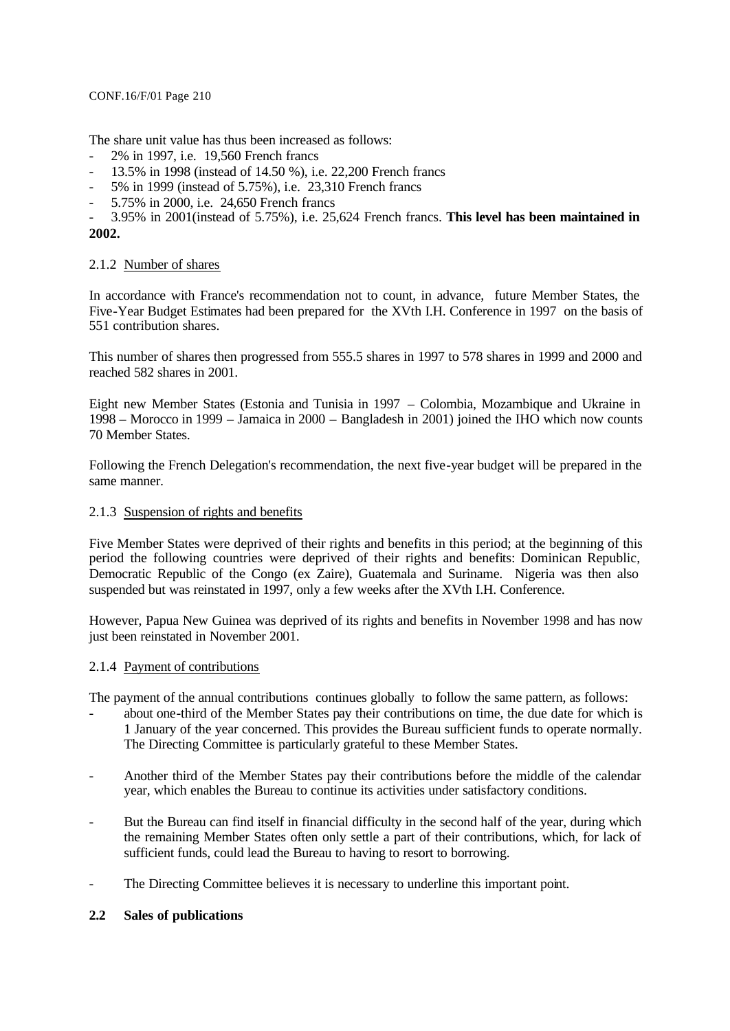The share unit value has thus been increased as follows:

- 2% in 1997, i.e. 19,560 French francs
- 13.5% in 1998 (instead of 14.50 %), i.e. 22,200 French francs
- 5% in 1999 (instead of 5.75%), i.e. 23,310 French francs
- 5.75% in 2000, i.e. 24,650 French francs
- 3.95% in 2001(instead of 5.75%), i.e. 25,624 French francs. **This level has been maintained in 2002.**

2.1.2 Number of shares

In accordance with France's recommendation not to count, in advance, future Member States, the Five-Year Budget Estimates had been prepared for the XVth I.H. Conference in 1997 on the basis of 551 contribution shares.

This number of shares then progressed from 555.5 shares in 1997 to 578 shares in 1999 and 2000 and reached 582 shares in 2001.

Eight new Member States (Estonia and Tunisia in 1997 – Colombia, Mozambique and Ukraine in 1998 – Morocco in 1999 – Jamaica in 2000 – Bangladesh in 2001) joined the IHO which now counts 70 Member States.

Following the French Delegation's recommendation, the next five-year budget will be prepared in the same manner.

2.1.3 Suspension of rights and benefits

Five Member States were deprived of their rights and benefits in this period; at the beginning of this period the following countries were deprived of their rights and benefits: Dominican Republic, Democratic Republic of the Congo (ex Zaire), Guatemala and Suriname. Nigeria was then also suspended but was reinstated in 1997, only a few weeks after the XVth I.H. Conference.

However, Papua New Guinea was deprived of its rights and benefits in November 1998 and has now just been reinstated in November 2001.

2.1.4 Payment of contributions

The payment of the annual contributions continues globally to follow the same pattern, as follows:

- about one-third of the Member States pay their contributions on time, the due date for which is 1 January of the year concerned. This provides the Bureau sufficient funds to operate normally. The Directing Committee is particularly grateful to these Member States.

- Another third of the Member States pay their contributions before the middle of the calendar year, which enables the Bureau to continue its activities under satisfactory conditions.

- But the Bureau can find itself in financial difficulty in the second half of the year, during which the remaining Member States often only settle a part of their contributions, which, for lack of sufficient funds, could lead the Bureau to having to resort to borrowing.

- The Directing Committee believes it is necessary to underline this important point.

**2.2 Sales of publications**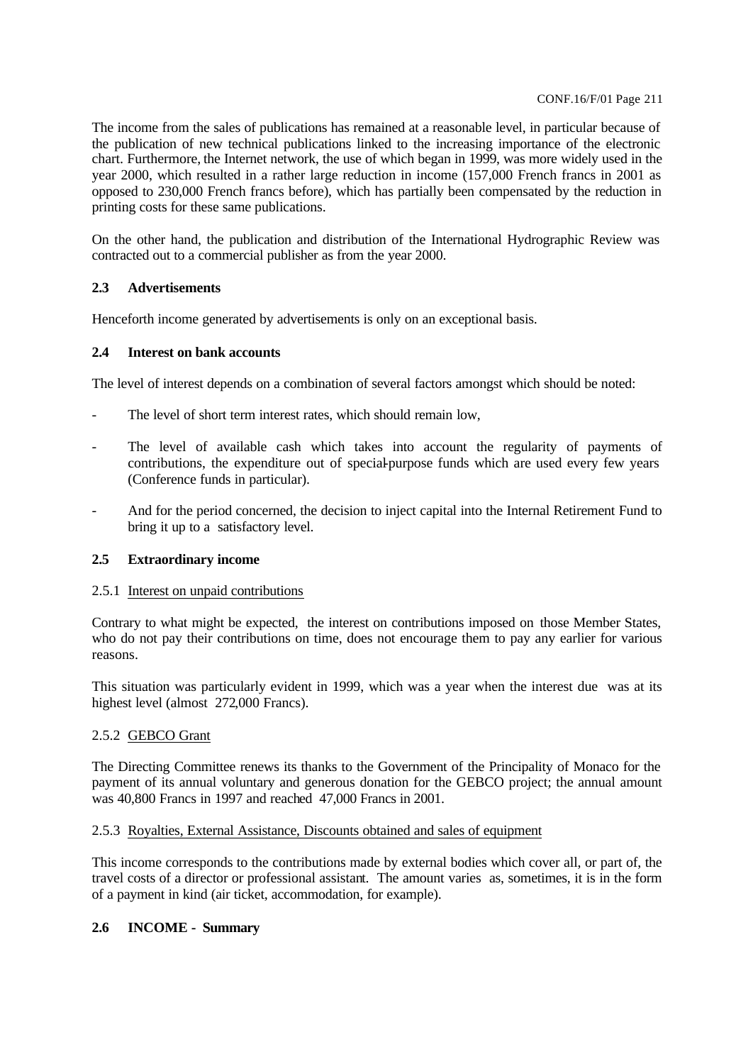The income from the sales of publications has remained at a reasonable level, in particular because of the publication of new technical publications linked to the increasing importance of the electronic chart. Furthermore, the Internet network, the use of which began in 1999, was more widely used in the year 2000, which resulted in a rather large reduction in income (157,000 French francs in 2001 as opposed to 230,000 French francs before), which has partially been compensated by the reduction in printing costs for these same publications.

On the other hand, the publication and distribution of the International Hydrographic Review was contracted out to a commercial publisher as from the year 2000.

### 2.3 Advertisements

Henceforth income generated by advertisements is only on an exceptional basis.

### 2.4 Interest on bank accounts

The level of interest depends on a combination of several factors amongst which should be noted:

- The level of short term interest rates, which should remain low,
- The level of available cash which takes into account the regularity of payments of contributions, the expenditure out of special-purpose funds which are used every few years (Conference funds in particular).
- And for the period concerned, the decision to inject capital into the Internal Retirement Fund to bring it up to a satisfactory level.

### 2.5 Extraordinary income

#### 2.5.1 Interest on unpaid contributions

Contrary to what might be expected, the interest on contributions imposed on those Member States, who do not pay their contributions on time, does not encourage them to pay any earlier for various reasons.

This situation was particularly evident in 1999, which was a year when the interest due was at its highest level (almost 272,000 Francs).

#### 2.5.2 GEBCO Grant

The Directing Committee renews its thanks to the Government of the Principality of Monaco for the payment of its annual voluntary and generous donation for the GEBCO project; the annual amount was 40,800 Francs in 1997 and reached 47,000 Francs in 2001.

#### 2.5.3 Royalties, External Assistance, Discounts obtained and sales of equipment

This income corresponds to the contributions made by external bodies which cover all, or part of, the travel costs of a director or professional assistant. The amount varies as, sometimes, it is in the form of a payment in kind (air ticket, accommodation, for example).

### 2.6 INCOME - Summary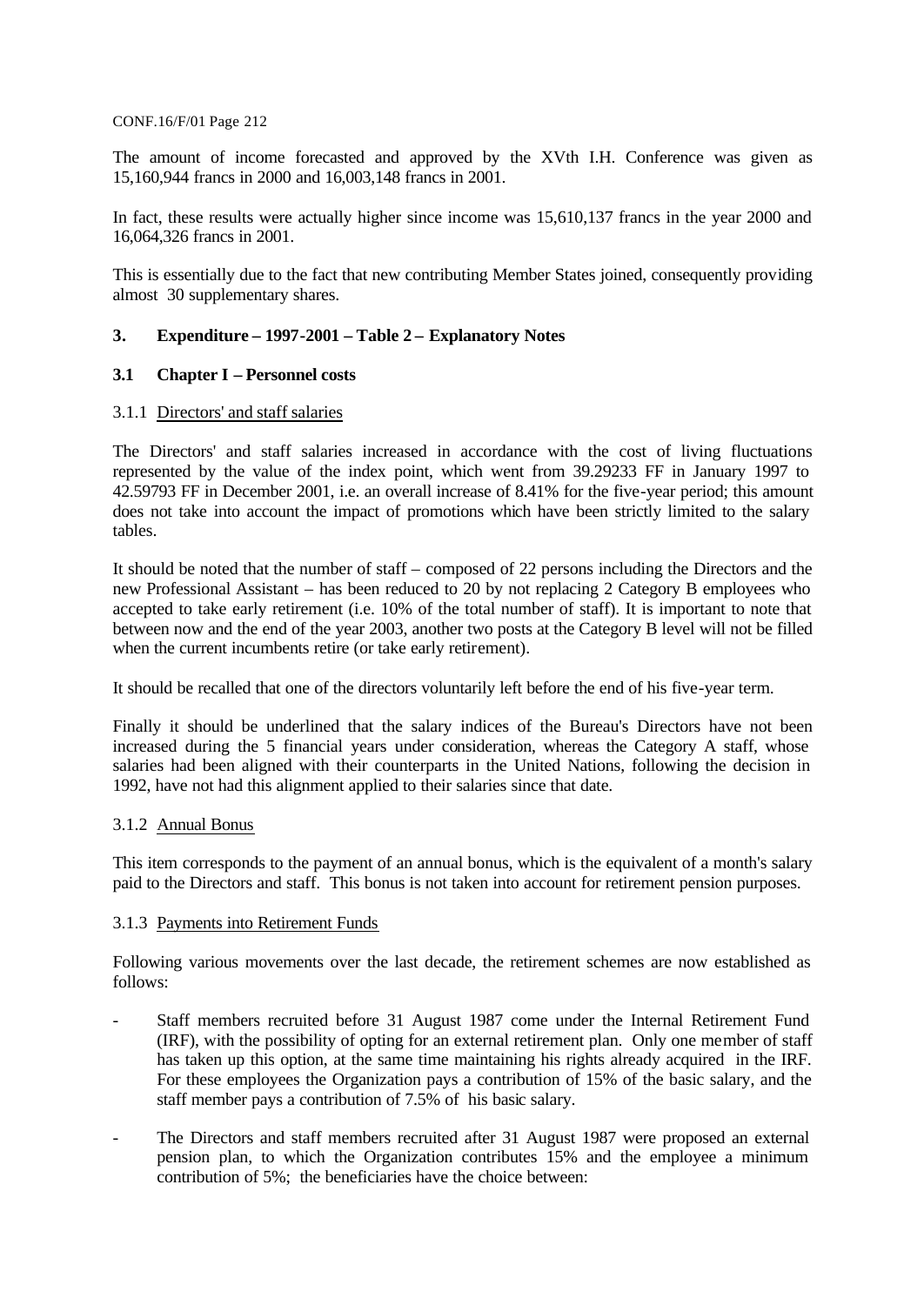The amount of income forecasted and approved by the XVth I.H. Conference was given as 15,160,944 francs in 2000 and 16,003,148 francs in 2001.

In fact, these results were actually higher since income was 15,610,137 francs in the year 2000 and 16,064,326 francs in 2001.

This is essentially due to the fact that new contributing Member States joined, consequently providing almost 30 supplementary shares.

## 3. Expenditure – 1997-2001 – Table 2 – Explanatory Notes

### 3.1 Chapter I – Personnel costs

#### 3.1.1 Directors' and staff salaries

The Directors' and staff salaries increased in accordance with the cost of living fluctuations represented by the value of the index point, which went from 39.29233 FF in January 1997 to 42.59793 FF in December 2001, i.e. an overall increase of 8.41% for the five-year period; this amount does not take into account the impact of promotions which have been strictly limited to the salary tables.

It should be noted that the number of staff – composed of 22 persons including the Directors and the new Professional Assistant – has been reduced to 20 by not replacing 2 Category B employees who accepted to take early retirement (i.e. 10% of the total number of staff). It is important to note that between now and the end of the year 2003, another two posts at the Category B level will not be filled when the current incumbents retire (or take early retirement).

It should be recalled that one of the directors voluntarily left before the end of his five-year term.

Finally it should be underlined that the salary indices of the Bureau's Directors have not been increased during the 5 financial years under consideration, whereas the Category A staff, whose salaries had been aligned with their counterparts in the United Nations, following the decision in 1992, have not had this alignment applied to their salaries since that date.

#### 3.1.2 Annual Bonus

This item corresponds to the payment of an annual bonus, which is the equivalent of a month's salary paid to the Directors and staff. This bonus is not taken into account for retirement pension purposes.

#### 3.1.3 Payments into Retirement Funds

Following various movements over the last decade, the retirement schemes are now established as follows:

- Staff members recruited before 31 August 1987 come under the Internal Retirement Fund (IRF), with the possibility of opting for an external retirement plan. Only one member of staff has taken up this option, at the same time maintaining his rights already acquired in the IRF. For these employees the Organization pays a contribution of 15% of the basic salary, and the staff member pays a contribution of 7.5% of his basic salary.

- The Directors and staff members recruited after 31 August 1987 were proposed an external pension plan, to which the Organization contributes 15% and the employee a minimum contribution of 5%; the beneficiaries have the choice between: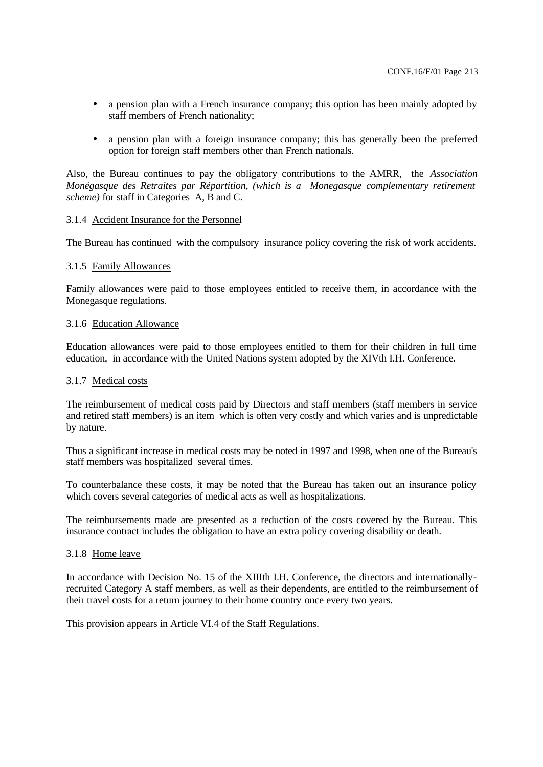- a pension plan with a French insurance company; this option has been mainly adopted by staff members of French nationality;
- a pension plan with a foreign insurance company; this has generally been the preferred option for foreign staff members other than French nationals.

Also, the Bureau continues to pay the obligatory contributions to the AMRR, the *Association Monégasque des Retraites par Répartition, (which is a Monegasque complementary retirement scheme)* for staff in Categories A, B and C.

#### 3.1.4 Accident Insurance for the Personnel

The Bureau has continued with the compulsory insurance policy covering the risk of work accidents.

#### 3.1.5 Family Allowances

Family allowances were paid to those employees entitled to receive them, in accordance with the Monegasque regulations.

#### 3.1.6 Education Allowance

Education allowances were paid to those employees entitled to them for their children in full time education, in accordance with the United Nations system adopted by the XIVth I.H. Conference.

#### 3.1.7 Medical costs

The reimbursement of medical costs paid by Directors and staff members (staff members in service and retired staff members) is an item which is often very costly and which varies and is unpredictable by nature.

Thus a significant increase in medical costs may be noted in 1997 and 1998, when one of the Bureau's staff members was hospitalized several times.

To counterbalance these costs, it may be noted that the Bureau has taken out an insurance policy which covers several categories of medical acts as well as hospitalizations.

The reimbursements made are presented as a reduction of the costs covered by the Bureau. This insurance contract includes the obligation to have an extra policy covering disability or death.

#### 3.1.8 Home leave

In accordance with Decision No. 15 of the XIIIth I.H. Conference, the directors and internationally-recruited Category A staff members, as well as their dependents, are entitled to the reimbursement of their travel costs for a return journey to their home country once every two years.

This provision appears in Article VI.4 of the Staff Regulations.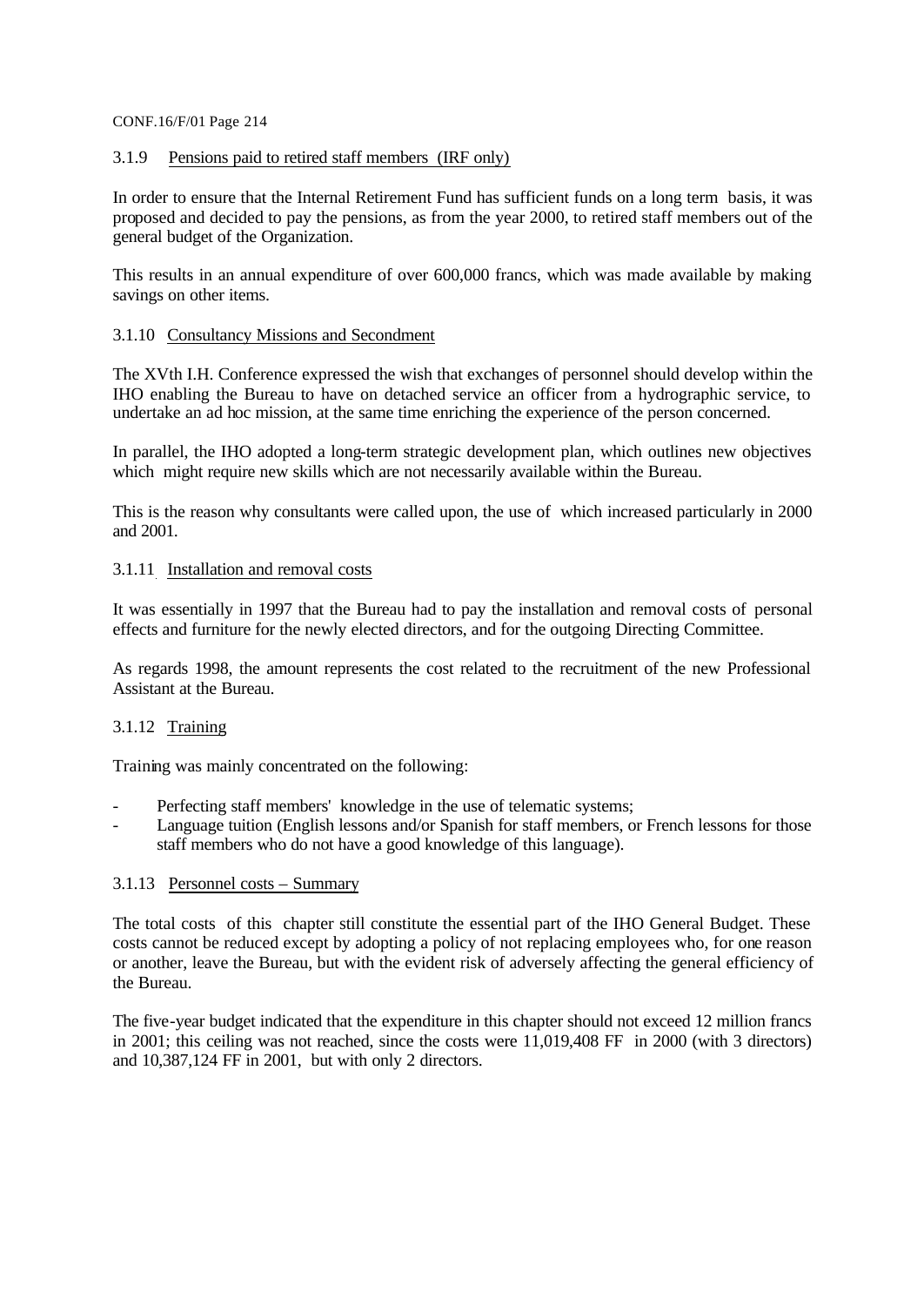### 3.1.9 Pensions paid to retired staff members (IRF only)

In order to ensure that the Internal Retirement Fund has sufficient funds on a long term basis, it was proposed and decided to pay the pensions, as from the year 2000, to retired staff members out of the general budget of the Organization.

This results in an annual expenditure of over 600,000 francs, which was made available by making savings on other items.

### 3.1.10 Consultancy Missions and Secondment

The XVth I.H. Conference expressed the wish that exchanges of personnel should develop within the IHO enabling the Bureau to have on detached service an officer from a hydrographic service, to undertake an ad hoc mission, at the same time enriching the experience of the person concerned.

In parallel, the IHO adopted a long-term strategic development plan, which outlines new objectives which might require new skills which are not necessarily available within the Bureau.

This is the reason why consultants were called upon, the use of which increased particularly in 2000 and 2001.

### 3.1.11 Installation and removal costs

It was essentially in 1997 that the Bureau had to pay the installation and removal costs of personal effects and furniture for the newly elected directors, and for the outgoing Directing Committee.

As regards 1998, the amount represents the cost related to the recruitment of the new Professional Assistant at the Bureau.

### 3.1.12 Training

Training was mainly concentrated on the following:

- Perfecting staff members' knowledge in the use of telematic systems;
- Language tuition (English lessons and/or Spanish for staff members, or French lessons for those staff members who do not have a good knowledge of this language).

### 3.1.13 Personnel costs – Summary

The total costs of this chapter still constitute the essential part of the IHO General Budget. These costs cannot be reduced except by adopting a policy of not replacing employees who, for one reason or another, leave the Bureau, but with the evident risk of adversely affecting the general efficiency of the Bureau.

The five-year budget indicated that the expenditure in this chapter should not exceed 12 million francs in 2001; this ceiling was not reached, since the costs were 11,019,408 FF in 2000 (with 3 directors) and 10,387,124 FF in 2001, but with only 2 directors.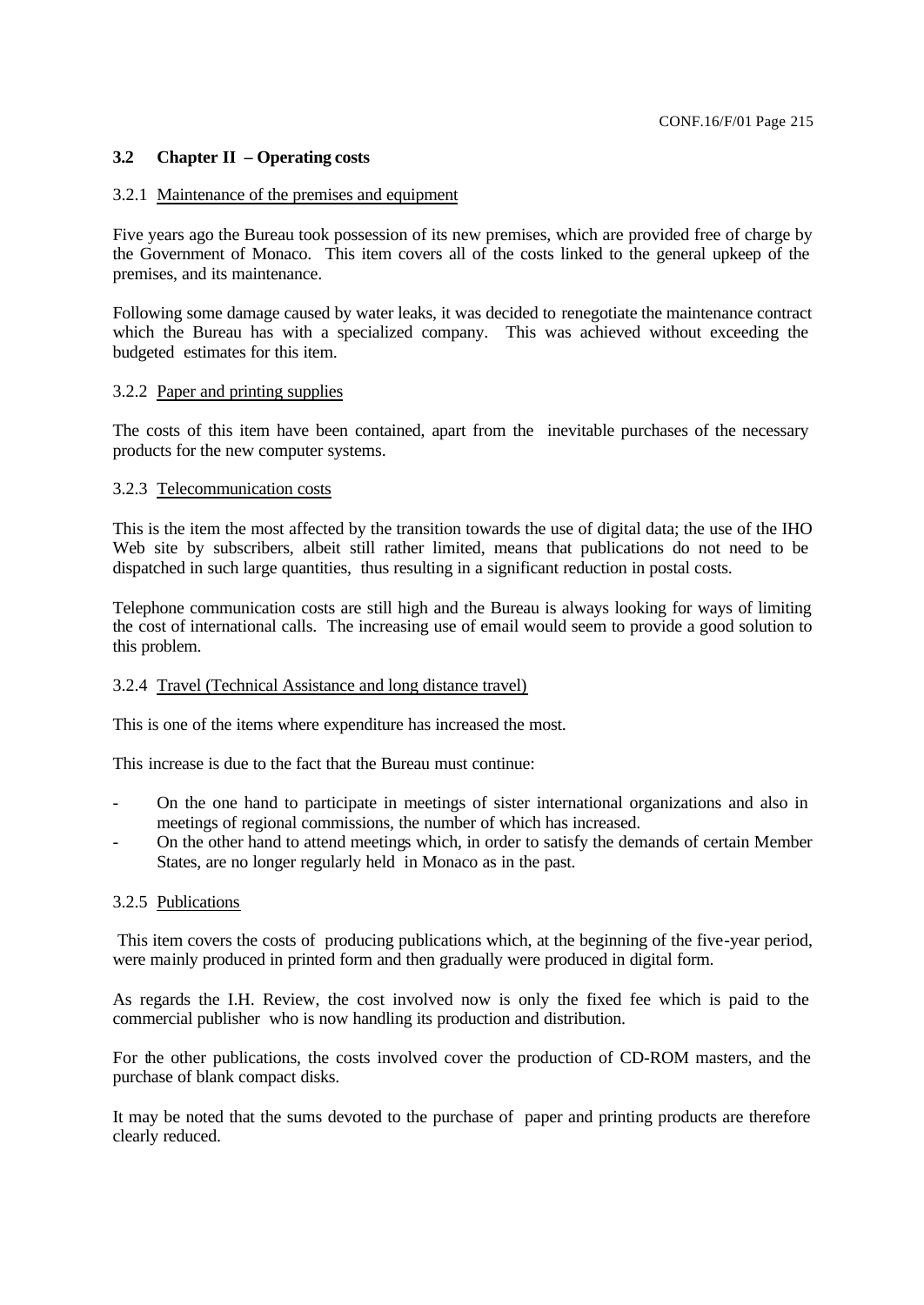### 3.2 Chapter II – Operating costs

#### 3.2.1 Maintenance of the premises and equipment

Five years ago the Bureau took possession of its new premises, which are provided free of charge by the Government of Monaco. This item covers all of the costs linked to the general upkeep of the premises, and its maintenance.

Following some damage caused by water leaks, it was decided to renegotiate the maintenance contract which the Bureau has with a specialized company. This was achieved without exceeding the budgeted estimates for this item.

#### 3.2.2 Paper and printing supplies

The costs of this item have been contained, apart from the inevitable purchases of the necessary products for the new computer systems.

#### 3.2.3 Telecommunication costs

This is the item the most affected by the transition towards the use of digital data; the use of the IHO Web site by subscribers, albeit still rather limited, means that publications do not need to be dispatched in such large quantities, thus resulting in a significant reduction in postal costs.

Telephone communication costs are still high and the Bureau is always looking for ways of limiting the cost of international calls. The increasing use of email would seem to provide a good solution to this problem.

#### 3.2.4 Travel (Technical Assistance and long distance travel)

This is one of the items where expenditure has increased the most.

This increase is due to the fact that the Bureau must continue:

- On the one hand to participate in meetings of sister international organizations and also in meetings of regional commissions, the number of which has increased.
- On the other hand to attend meetings which, in order to satisfy the demands of certain Member States, are no longer regularly held in Monaco as in the past.

#### 3.2.5 Publications

This item covers the costs of producing publications which, at the beginning of the five-year period, were mainly produced in printed form and then gradually were produced in digital form.

As regards the I.H. Review, the cost involved now is only the fixed fee which is paid to the commercial publisher who is now handling its production and distribution.

For the other publications, the costs involved cover the production of CD-ROM masters, and the purchase of blank compact disks.

It may be noted that the sums devoted to the purchase of paper and printing products are therefore clearly reduced.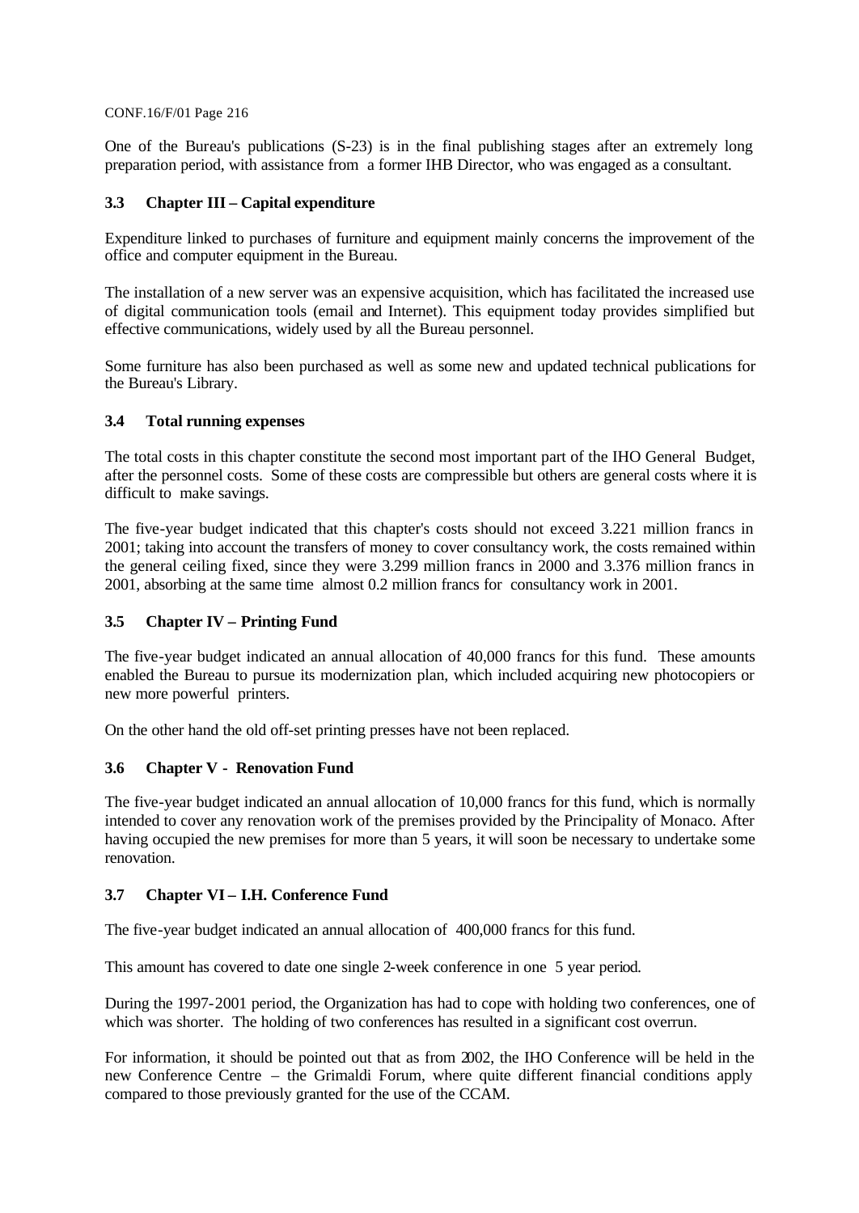One of the Bureau's publications (S-23) is in the final publishing stages after an extremely long preparation period, with assistance from a former IHB Director, who was engaged as a consultant.

### 3.3 Chapter III – Capital expenditure

Expenditure linked to purchases of furniture and equipment mainly concerns the improvement of the office and computer equipment in the Bureau.

The installation of a new server was an expensive acquisition, which has facilitated the increased use of digital communication tools (email and Internet). This equipment today provides simplified but effective communications, widely used by all the Bureau personnel.

Some furniture has also been purchased as well as some new and updated technical publications for the Bureau's Library.

### 3.4 Total running expenses

The total costs in this chapter constitute the second most important part of the IHO General Budget, after the personnel costs. Some of these costs are compressible but others are general costs where it is difficult to make savings.

The five-year budget indicated that this chapter's costs should not exceed 3.221 million francs in 2001; taking into account the transfers of money to cover consultancy work, the costs remained within the general ceiling fixed, since they were 3.299 million francs in 2000 and 3.376 million francs in 2001, absorbing at the same time almost 0.2 million francs for consultancy work in 2001.

### 3.5 Chapter IV – Printing Fund

The five-year budget indicated an annual allocation of 40,000 francs for this fund. These amounts enabled the Bureau to pursue its modernization plan, which included acquiring new photocopiers or new more powerful printers.

On the other hand the old off-set printing presses have not been replaced.

### 3.6 Chapter V - Renovation Fund

The five-year budget indicated an annual allocation of 10,000 francs for this fund, which is normally intended to cover any renovation work of the premises provided by the Principality of Monaco. After having occupied the new premises for more than 5 years, it will soon be necessary to undertake some renovation.

### 3.7 Chapter VI – I.H. Conference Fund

The five-year budget indicated an annual allocation of 400,000 francs for this fund.

This amount has covered to date one single 2-week conference in one 5 year period.

During the 1997-2001 period, the Organization has had to cope with holding two conferences, one of which was shorter. The holding of two conferences has resulted in a significant cost overrun.

For information, it should be pointed out that as from 2002, the IHO Conference will be held in the new Conference Centre – the Grimaldi Forum, where quite different financial conditions apply compared to those previously granted for the use of the CCAM.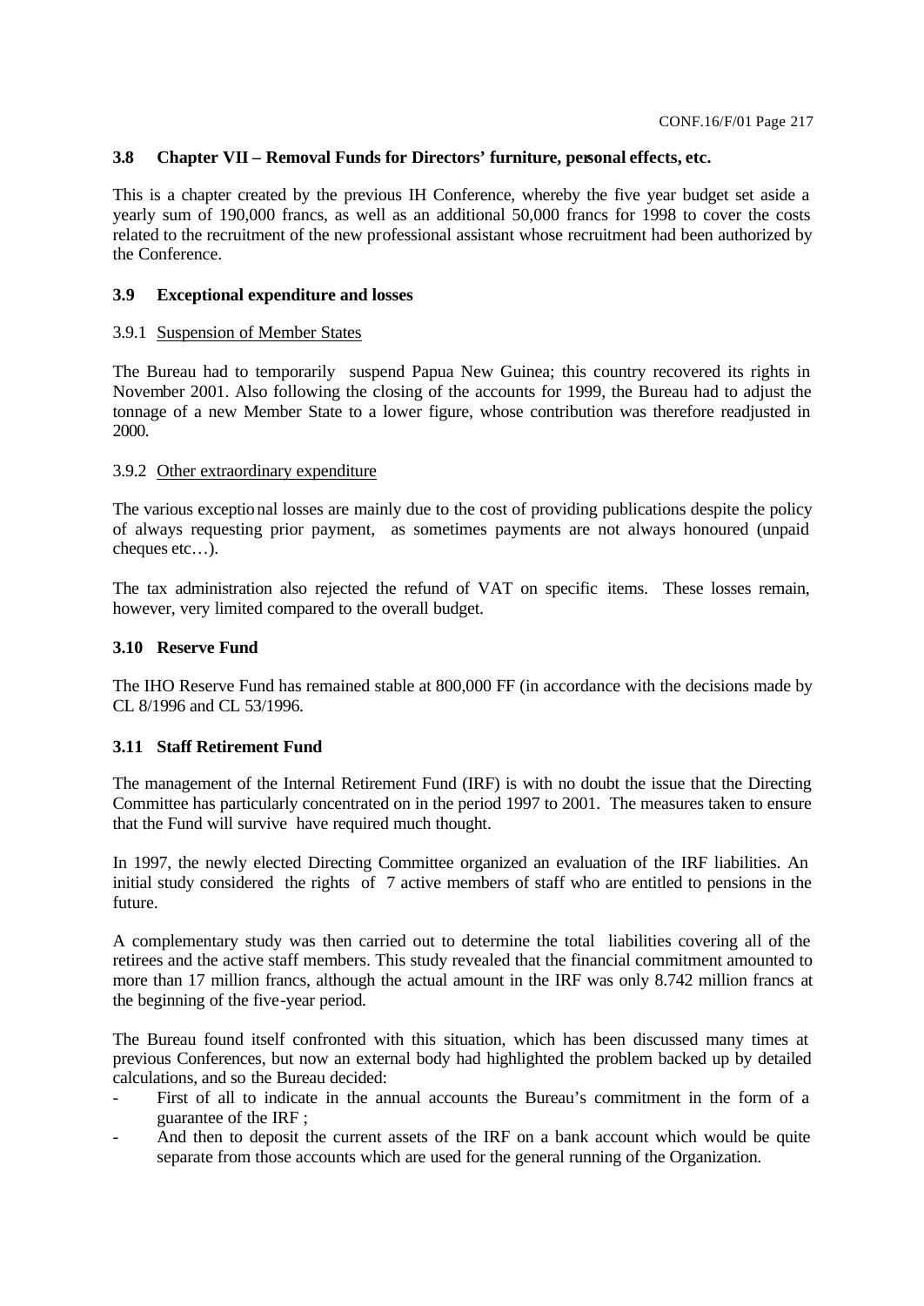### 3.8 Chapter VII – Removal Funds for Directors' furniture, personal effects, etc.

This is a chapter created by the previous IH Conference, whereby the five year budget set aside a yearly sum of 190,000 francs, as well as an additional 50,000 francs for 1998 to cover the costs related to the recruitment of the new professional assistant whose recruitment had been authorized by the Conference.

### 3.9 Exceptional expenditure and losses

3.9.1 Suspension of Member States

The Bureau had to temporarily suspend Papua New Guinea; this country recovered its rights in November 2001. Also following the closing of the accounts for 1999, the Bureau had to adjust the tonnage of a new Member State to a lower figure, whose contribution was therefore readjusted in 2000.

3.9.2 Other extraordinary expenditure

The various exceptional losses are mainly due to the cost of providing publications despite the policy of always requesting prior payment, as sometimes payments are not always honoured (unpaid cheques etc…).

The tax administration also rejected the refund of VAT on specific items. These losses remain, however, very limited compared to the overall budget.

### 3.10 Reserve Fund

The IHO Reserve Fund has remained stable at 800,000 FF (in accordance with the decisions made by CL 8/1996 and CL 53/1996.

### 3.11 Staff Retirement Fund

The management of the Internal Retirement Fund (IRF) is with no doubt the issue that the Directing Committee has particularly concentrated on in the period 1997 to 2001. The measures taken to ensure that the Fund will survive have required much thought.

In 1997, the newly elected Directing Committee organized an evaluation of the IRF liabilities. An initial study considered the rights of 7 active members of staff who are entitled to pensions in the future.

A complementary study was then carried out to determine the total liabilities covering all of the retirees and the active staff members. This study revealed that the financial commitment amounted to more than 17 million francs, although the actual amount in the IRF was only 8.742 million francs at the beginning of the five-year period.

The Bureau found itself confronted with this situation, which has been discussed many times at previous Conferences, but now an external body had highlighted the problem backed up by detailed calculations, and so the Bureau decided:

- First of all to indicate in the annual accounts the Bureau's commitment in the form of a guarantee of the IRF ;
- And then to deposit the current assets of the IRF on a bank account which would be quite separate from those accounts which are used for the general running of the Organization.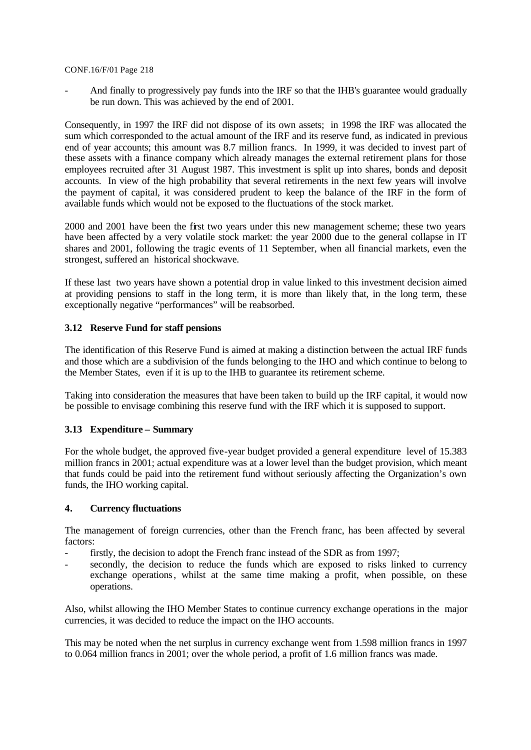- And finally to progressively pay funds into the IRF so that the IHB's guarantee would gradually be run down. This was achieved by the end of 2001.

Consequently, in 1997 the IRF did not dispose of its own assets; in 1998 the IRF was allocated the sum which corresponded to the actual amount of the IRF and its reserve fund, as indicated in previous end of year accounts; this amount was 8.7 million francs. In 1999, it was decided to invest part of these assets with a finance company which already manages the external retirement plans for those employees recruited after 31 August 1987. This investment is split up into shares, bonds and deposit accounts. In view of the high probability that several retirements in the next few years will involve the payment of capital, it was considered prudent to keep the balance of the IRF in the form of available funds which would not be exposed to the fluctuations of the stock market.

2000 and 2001 have been the first two years under this new management scheme; these two years have been affected by a very volatile stock market: the year 2000 due to the general collapse in IT shares and 2001, following the tragic events of 11 September, when all financial markets, even the strongest, suffered an historical shockwave.

If these last two years have shown a potential drop in value linked to this investment decision aimed at providing pensions to staff in the long term, it is more than likely that, in the long term, these exceptionally negative "performances" will be reabsorbed.

### 3.12 Reserve Fund for staff pensions

The identification of this Reserve Fund is aimed at making a distinction between the actual IRF funds and those which are a subdivision of the funds belonging to the IHO and which continue to belong to the Member States, even if it is up to the IHB to guarantee its retirement scheme.

Taking into consideration the measures that have been taken to build up the IRF capital, it would now be possible to envisage combining this reserve fund with the IRF which it is supposed to support.

### 3.13 Expenditure – Summary

For the whole budget, the approved five-year budget provided a general expenditure level of 15.383 million francs in 2001; actual expenditure was at a lower level than the budget provision, which meant that funds could be paid into the retirement fund without seriously affecting the Organization's own funds, the IHO working capital.

## 4. Currency fluctuations

The management of foreign currencies, other than the French franc, has been affected by several factors:

- firstly, the decision to adopt the French franc instead of the SDR as from 1997;
- secondly, the decision to reduce the funds which are exposed to risks linked to currency exchange operations, whilst at the same time making a profit, when possible, on these operations.

Also, whilst allowing the IHO Member States to continue currency exchange operations in the major currencies, it was decided to reduce the impact on the IHO accounts.

This may be noted when the net surplus in currency exchange went from 1.598 million francs in 1997 to 0.064 million francs in 2001; over the whole period, a profit of 1.6 million francs was made.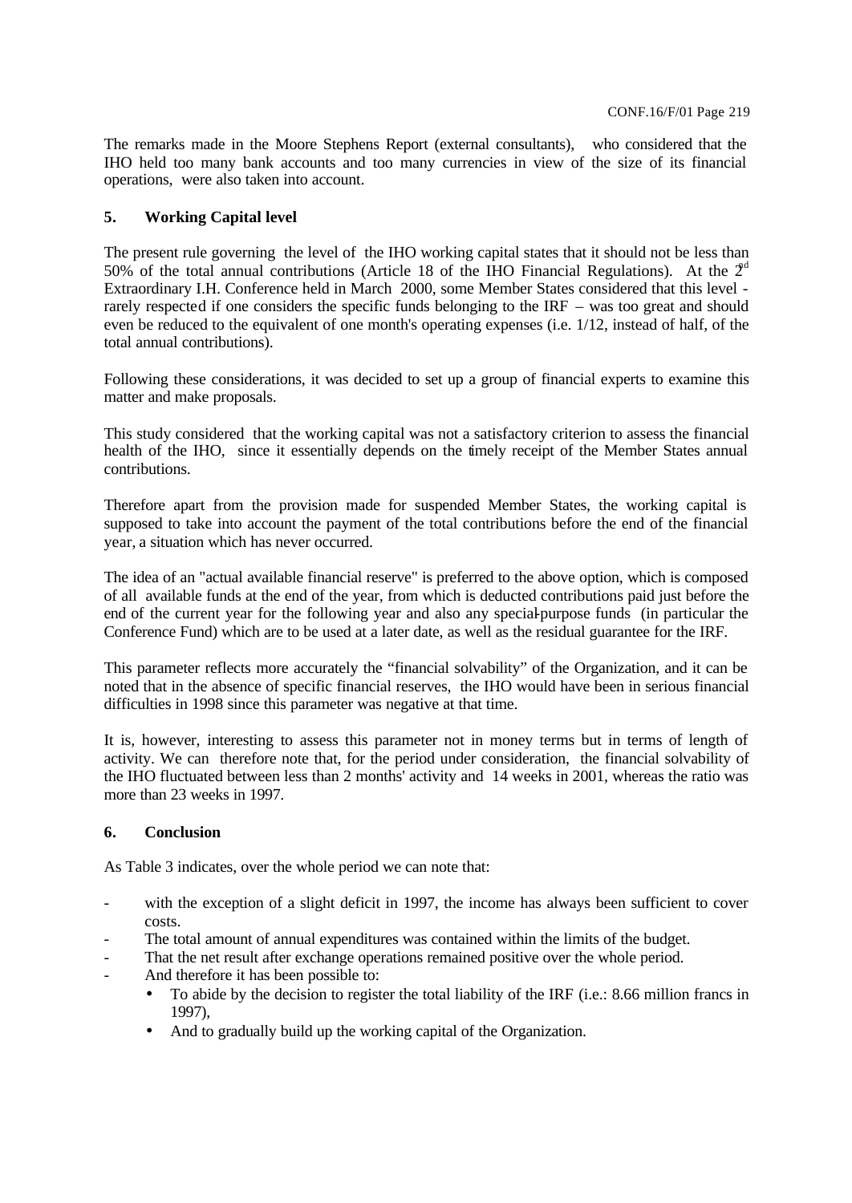The remarks made in the Moore Stephens Report (external consultants), who considered that the IHO held too many bank accounts and too many currencies in view of the size of its financial operations, were also taken into account.

## 5. Working Capital level

The present rule governing the level of the IHO working capital states that it should not be less than 50% of the total annual contributions (Article 18 of the IHO Financial Regulations). At the 2nd Extraordinary I.H. Conference held in March 2000, some Member States considered that this level - rarely respected if one considers the specific funds belonging to the IRF – was too great and should even be reduced to the equivalent of one month's operating expenses (i.e. 1/12, instead of half, of the total annual contributions).

Following these considerations, it was decided to set up a group of financial experts to examine this matter and make proposals.

This study considered that the working capital was not a satisfactory criterion to assess the financial health of the IHO, since it essentially depends on the timely receipt of the Member States annual contributions.

Therefore apart from the provision made for suspended Member States, the working capital is supposed to take into account the payment of the total contributions before the end of the financial year, a situation which has never occurred.

The idea of an "actual available financial reserve" is preferred to the above option, which is composed of all available funds at the end of the year, from which is deducted contributions paid just before the end of the current year for the following year and also any special-purpose funds (in particular the Conference Fund) which are to be used at a later date, as well as the residual guarantee for the IRF.

This parameter reflects more accurately the "financial solvability" of the Organization, and it can be noted that in the absence of specific financial reserves, the IHO would have been in serious financial difficulties in 1998 since this parameter was negative at that time.

It is, however, interesting to assess this parameter not in money terms but in terms of length of activity. We can therefore note that, for the period under consideration, the financial solvability of the IHO fluctuated between less than 2 months' activity and 14 weeks in 2001, whereas the ratio was more than 23 weeks in 1997.

## 6. Conclusion

As Table 3 indicates, over the whole period we can note that:

- with the exception of a slight deficit in 1997, the income has always been sufficient to cover costs.
- The total amount of annual expenditures was contained within the limits of the budget.
- That the net result after exchange operations remained positive over the whole period.
- And therefore it has been possible to:
  - To abide by the decision to register the total liability of the IRF (i.e.: 8.66 million francs in 1997),
  - And to gradually build up the working capital of the Organization.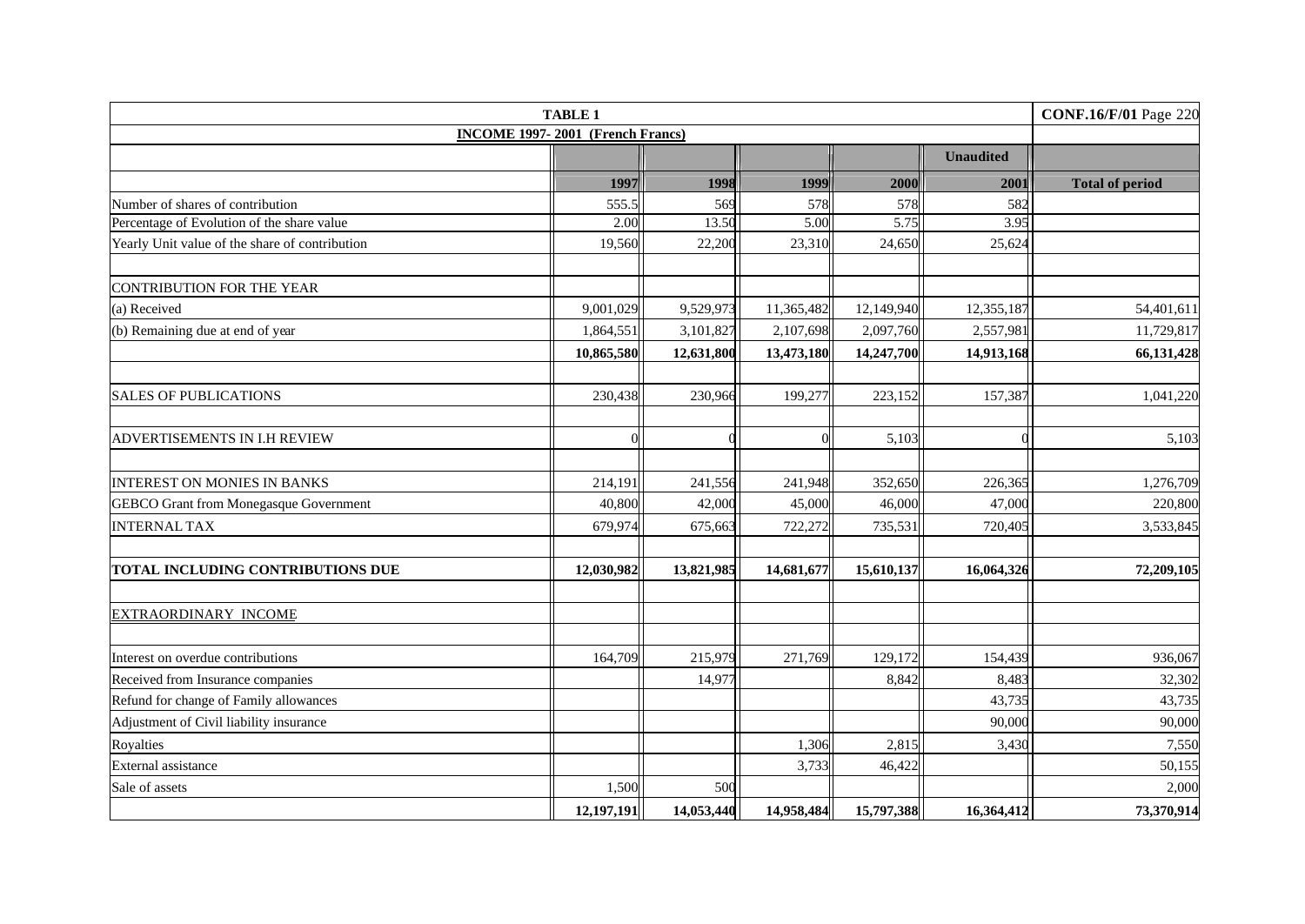| TABLE 1 | | | | | | CONF.16/F/01 Page 220 |
|---|---|---|---|---|---|---|
| **INCOME 1997- 2001 (French Francs)** | | | | | | |
| | | | | | **Unaudited** | |
| | **1997** | **1998** | **1999** | **2000** | **2001** | **Total of period** |
| Number of shares of contribution | 555.5 | 569 | 578 | 578 | 582 | |
| Percentage of Evolution of the share value | 2.00 | 13.50 | 5.00 | 5.75 | 3.95 | |
| Yearly Unit value of the share of contribution | 19,560 | 22,200 | 23,310 | 24,650 | 25,624 | |
| | | | | | | |
| CONTRIBUTION FOR THE YEAR | | | | | | |
| (a) Received | 9,001,029 | 9,529,973 | 11,365,482 | 12,149,940 | 12,355,187 | 54,401,611 |
| (b) Remaining due at end of year | 1,864,551 | 3,101,827 | 2,107,698 | 2,097,760 | 2,557,981 | 11,729,817 |
| | **10,865,580** | **12,631,800** | **13,473,180** | **14,247,700** | **14,913,168** | **66,131,428** |
| | | | | | | |
| SALES OF PUBLICATIONS | 230,438 | 230,966 | 199,277 | 223,152 | 157,387 | 1,041,220 |
| | | | | | | |
| ADVERTISEMENTS IN I.H REVIEW | 0 | 0 | 0 | 5,103 | 0 | 5,103 |
| | | | | | | |
| INTEREST ON MONIES IN BANKS | 214,191 | 241,556 | 241,948 | 352,650 | 226,365 | 1,276,709 |
| GEBCO Grant from Monegasque Government | 40,800 | 42,000 | 45,000 | 46,000 | 47,000 | 220,800 |
| INTERNAL TAX | 679,974 | 675,663 | 722,272 | 735,531 | 720,405 | 3,533,845 |
| | | | | | | |
| **TOTAL INCLUDING CONTRIBUTIONS DUE** | **12,030,982** | **13,821,985** | **14,681,677** | **15,610,137** | **16,064,326** | **72,209,105** |
| | | | | | | |
| EXTRAORDINARY INCOME | | | | | | |
| | | | | | | |
| Interest on overdue contributions | 164,709 | 215,979 | 271,769 | 129,172 | 154,439 | 936,067 |
| Received from Insurance companies | | 14,977 | | 8,842 | 8,483 | 32,302 |
| Refund for change of Family allowances | | | | | 43,735 | 43,735 |
| Adjustment of Civil liability insurance | | | | | 90,000 | 90,000 |
| Royalties | | | 1,306 | 2,815 | 3,430 | 7,550 |
| External assistance | | | 3,733 | 46,422 | | 50,155 |
| Sale of assets | 1,500 | 500 | | | | 2,000 |
| | **12,197,191** | **14,053,440** | **14,958,484** | **15,797,388** | **16,364,412** | **73,370,914** |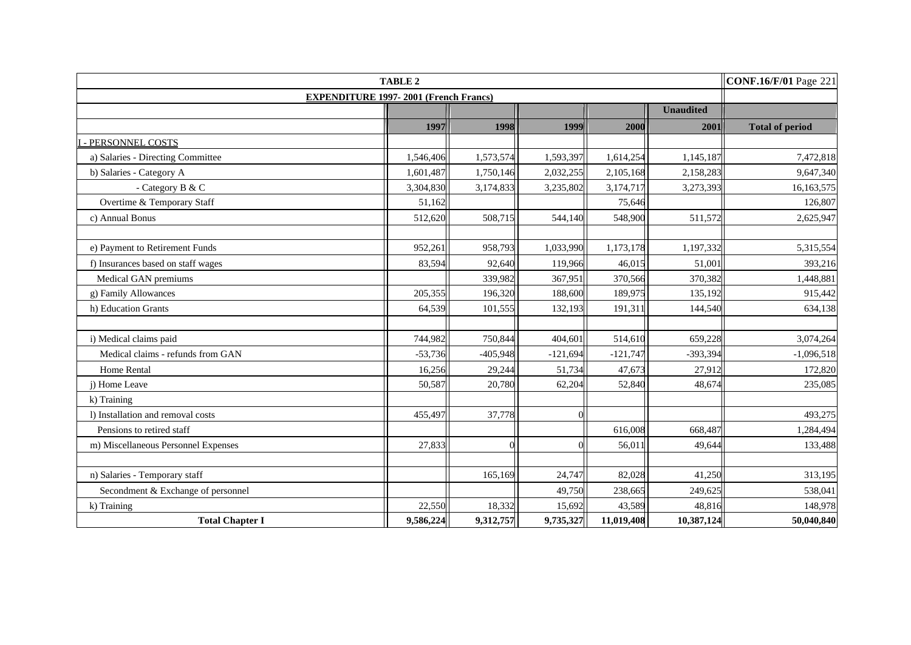| TABLE 2 | | | | | | |
|---|---|---|---|---|---|---|
| **EXPENDITURE 1997- 2001 (French Francs)** | | | | | | |
| | | | | | **Unaudited** | |
| | **1997** | **1998** | **1999** | **2000** | **2001** | **Total of period** |
| I - PERSONNEL COSTS | | | | | | |
| a) Salaries - Directing Committee | 1,546,406 | 1,573,574 | 1,593,397 | 1,614,254 | 1,145,187 | 7,472,818 |
| b) Salaries - Category A | 1,601,487 | 1,750,146 | 2,032,255 | 2,105,168 | 2,158,283 | 9,647,340 |
| - Category B & C | 3,304,830 | 3,174,833 | 3,235,802 | 3,174,717 | 3,273,393 | 16,163,575 |
| Overtime & Temporary Staff | 51,162 | | | 75,646 | | 126,807 |
| c) Annual Bonus | 512,620 | 508,715 | 544,140 | 548,900 | 511,572 | 2,625,947 |
| | | | | | | |
| e) Payment to Retirement Funds | 952,261 | 958,793 | 1,033,990 | 1,173,178 | 1,197,332 | 5,315,554 |
| f) Insurances based on staff wages | 83,594 | 92,640 | 119,966 | 46,015 | 51,001 | 393,216 |
| Medical GAN premiums | | 339,982 | 367,951 | 370,566 | 370,382 | 1,448,881 |
| g) Family Allowances | 205,355 | 196,320 | 188,600 | 189,975 | 135,192 | 915,442 |
| h) Education Grants | 64,539 | 101,555 | 132,193 | 191,311 | 144,540 | 634,138 |
| | | | | | | |
| i) Medical claims paid | 744,982 | 750,844 | 404,601 | 514,610 | 659,228 | 3,074,264 |
| Medical claims - refunds from GAN | -53,736 | -405,948 | -121,694 | -121,747 | -393,394 | -1,096,518 |
| Home Rental | 16,256 | 29,244 | 51,734 | 47,673 | 27,912 | 172,820 |
| j) Home Leave | 50,587 | 20,780 | 62,204 | 52,840 | 48,674 | 235,085 |
| k) Training | | | | | | |
| l) Installation and removal costs | 455,497 | 37,778 | 0 | | | 493,275 |
| Pensions to retired staff | | | | 616,008 | 668,487 | 1,284,494 |
| m) Miscellaneous Personnel Expenses | 27,833 | 0 | 0 | 56,011 | 49,644 | 133,488 |
| | | | | | | |
| n) Salaries - Temporary staff | | 165,169 | 24,747 | 82,028 | 41,250 | 313,195 |
| Secondment & Exchange of personnel | | | 49,750 | 238,665 | 249,625 | 538,041 |
| k) Training | 22,550 | 18,332 | 15,692 | 43,589 | 48,816 | 148,978 |
| **Total Chapter I** | **9,586,224** | **9,312,757** | **9,735,327** | **11,019,408** | **10,387,124** | **50,040,840** |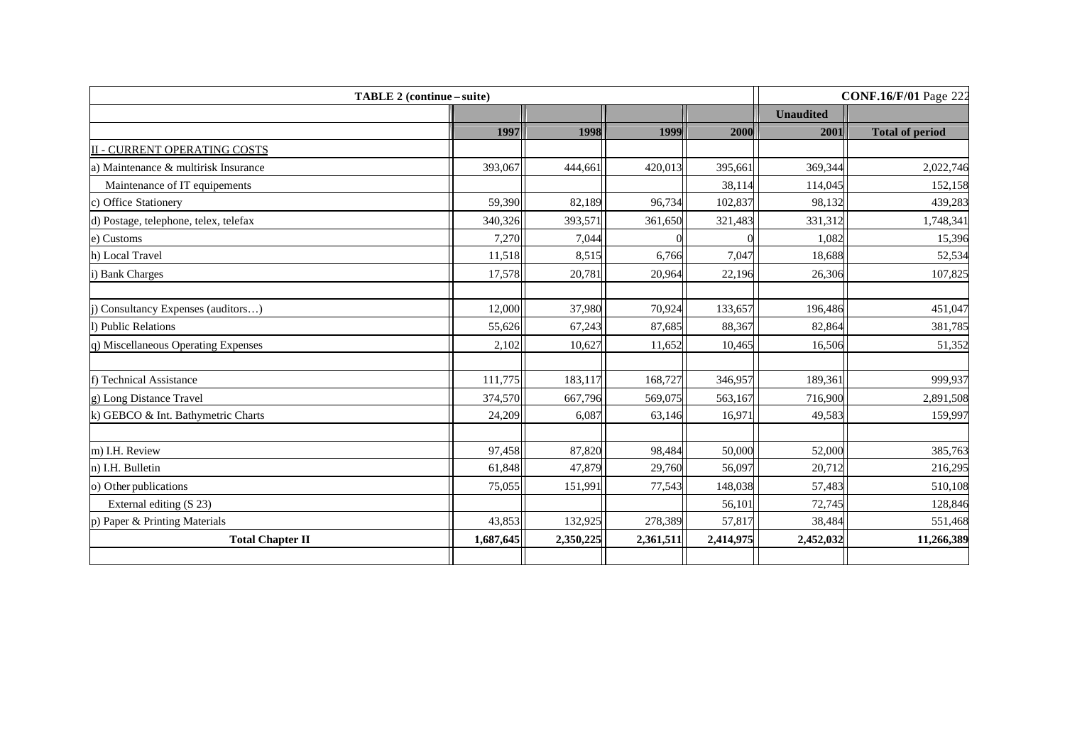| TABLE 2 (continue – suite) | | | | | | CONF.16/F/01 Page 222 |
|---|---|---|---|---|---|---|
| | | | | | **Unaudited** | |
| | **1997** | **1998** | **1999** | **2000** | **2001** | **Total of period** |
| II - CURRENT OPERATING COSTS | | | | | | |
| a) Maintenance & multirisk Insurance | 393,067 | 444,661 | 420,013 | 395,661 | 369,344 | 2,022,746 |
| Maintenance of IT equipements | | | | 38,114 | 114,045 | 152,158 |
| c) Office Stationery | 59,390 | 82,189 | 96,734 | 102,837 | 98,132 | 439,283 |
| d) Postage, telephone, telex, telefax | 340,326 | 393,571 | 361,650 | 321,483 | 331,312 | 1,748,341 |
| e) Customs | 7,270 | 7,044 | 0 | 0 | 1,082 | 15,396 |
| h) Local Travel | 11,518 | 8,515 | 6,766 | 7,047 | 18,688 | 52,534 |
| i) Bank Charges | 17,578 | 20,781 | 20,964 | 22,196 | 26,306 | 107,825 |
| | | | | | | |
| j) Consultancy Expenses (auditors…) | 12,000 | 37,980 | 70,924 | 133,657 | 196,486 | 451,047 |
| l) Public Relations | 55,626 | 67,243 | 87,685 | 88,367 | 82,864 | 381,785 |
| q) Miscellaneous Operating Expenses | 2,102 | 10,627 | 11,652 | 10,465 | 16,506 | 51,352 |
| | | | | | | |
| f) Technical Assistance | 111,775 | 183,117 | 168,727 | 346,957 | 189,361 | 999,937 |
| g) Long Distance Travel | 374,570 | 667,796 | 569,075 | 563,167 | 716,900 | 2,891,508 |
| k) GEBCO & Int. Bathymetric Charts | 24,209 | 6,087 | 63,146 | 16,971 | 49,583 | 159,997 |
| | | | | | | |
| m) I.H. Review | 97,458 | 87,820 | 98,484 | 50,000 | 52,000 | 385,763 |
| n) I.H. Bulletin | 61,848 | 47,879 | 29,760 | 56,097 | 20,712 | 216,295 |
| o) Other publications | 75,055 | 151,991 | 77,543 | 148,038 | 57,483 | 510,108 |
| External editing (S 23) | | | | 56,101 | 72,745 | 128,846 |
| p) Paper & Printing Materials | 43,853 | 132,925 | 278,389 | 57,817 | 38,484 | 551,468 |
| **Total Chapter II** | **1,687,645** | **2,350,225** | **2,361,511** | **2,414,975** | **2,452,032** | **11,266,389** |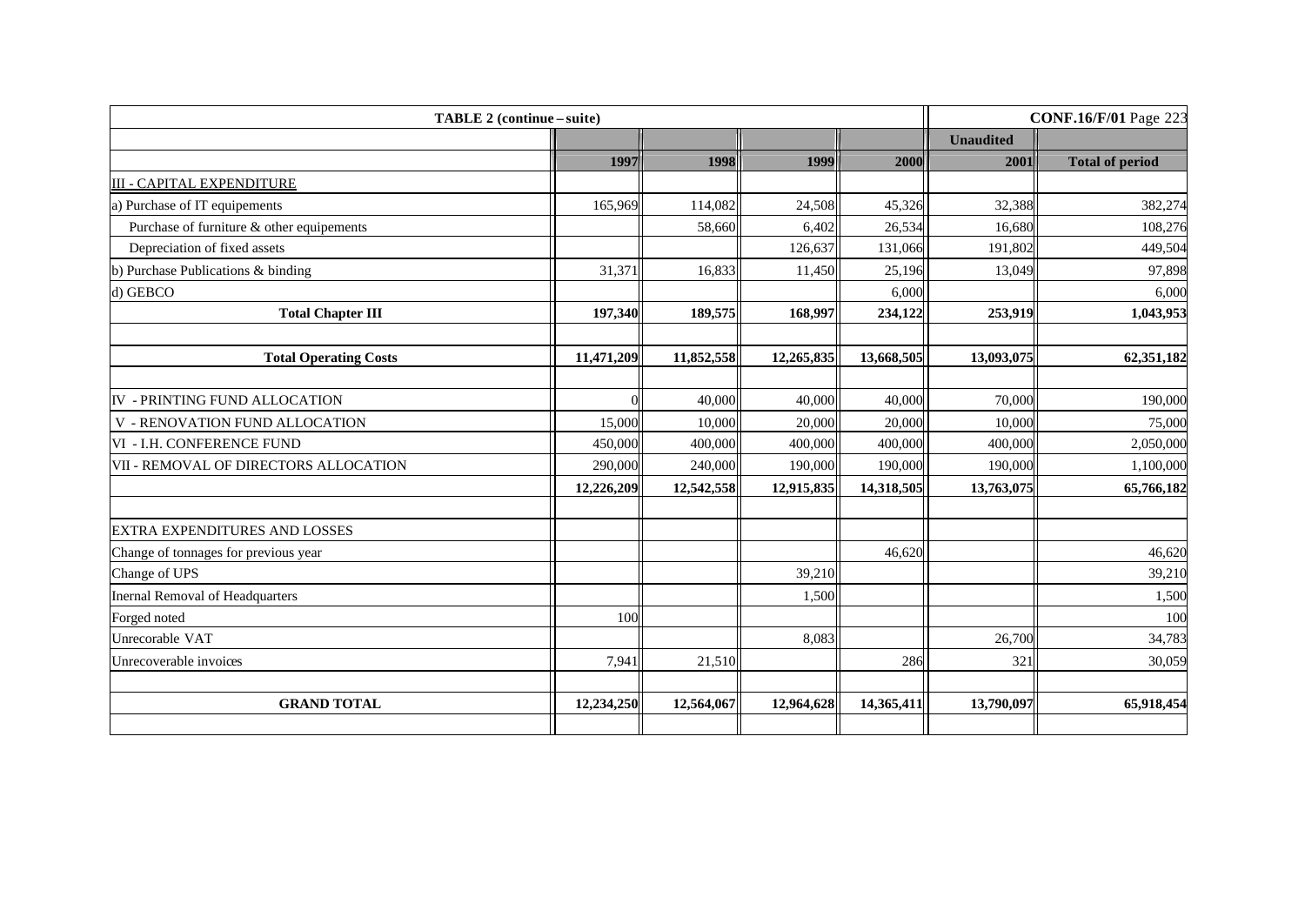| TABLE 2 (continue – suite) | | | | | | |
|---|---|---|---|---|---|---|
| | | | | | Unaudited | |
| | 1997 | 1998 | 1999 | 2000 | 2001 | Total of period |
| III - CAPITAL EXPENDITURE | | | | | | |
| a) Purchase of IT equipements | 165,969 | 114,082 | 24,508 | 45,326 | 32,388 | 382,274 |
| Purchase of furniture & other equipements | | 58,660 | 6,402 | 26,534 | 16,680 | 108,276 |
| Depreciation of fixed assets | | | 126,637 | 131,066 | 191,802 | 449,504 |
| b) Purchase Publications & binding | 31,371 | 16,833 | 11,450 | 25,196 | 13,049 | 97,898 |
| d) GEBCO | | | | 6,000 | | 6,000 |
| **Total Chapter III** | **197,340** | **189,575** | **168,997** | **234,122** | **253,919** | **1,043,953** |
| | | | | | | |
| **Total Operating Costs** | **11,471,209** | **11,852,558** | **12,265,835** | **13,668,505** | **13,093,075** | **62,351,182** |
| | | | | | | |
| IV - PRINTING FUND ALLOCATION | 0 | 40,000 | 40,000 | 40,000 | 70,000 | 190,000 |
| V - RENOVATION FUND ALLOCATION | 15,000 | 10,000 | 20,000 | 20,000 | 10,000 | 75,000 |
| VI - I.H. CONFERENCE FUND | 450,000 | 400,000 | 400,000 | 400,000 | 400,000 | 2,050,000 |
| VII - REMOVAL OF DIRECTORS ALLOCATION | 290,000 | 240,000 | 190,000 | 190,000 | 190,000 | 1,100,000 |
| | **12,226,209** | **12,542,558** | **12,915,835** | **14,318,505** | **13,763,075** | **65,766,182** |
| | | | | | | |
| EXTRA EXPENDITURES AND LOSSES | | | | | | |
| Change of tonnages for previous year | | | | 46,620 | | 46,620 |
| Change of UPS | | | 39,210 | | | 39,210 |
| Inernal Removal of Headquarters | | | 1,500 | | | 1,500 |
| Forged noted | 100 | | | | | 100 |
| Unrecorable VAT | | | 8,083 | | 26,700 | 34,783 |
| Unrecoverable invoices | 7,941 | 21,510 | | 286 | 321 | 30,059 |
| | | | | | | |
| **GRAND TOTAL** | **12,234,250** | **12,564,067** | **12,964,628** | **14,365,411** | **13,790,097** | **65,918,454** |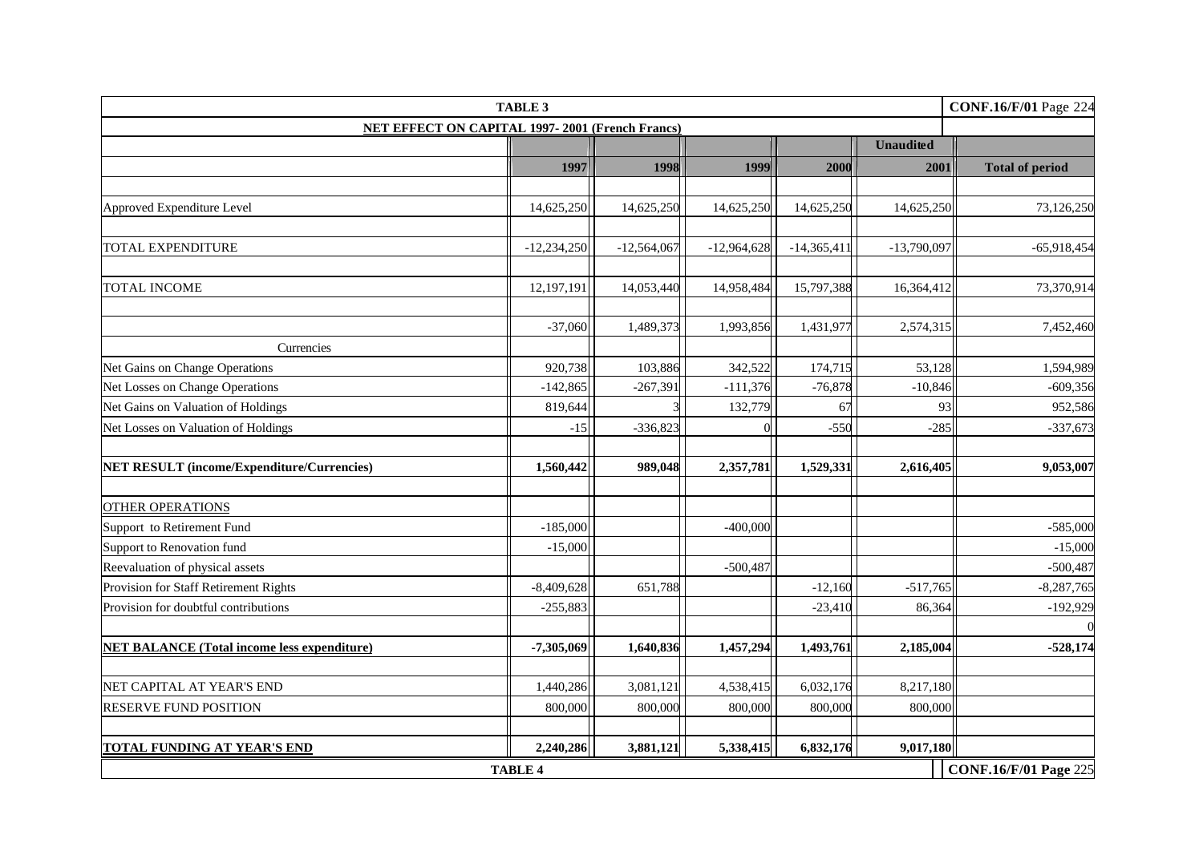**TABLE 3**

**NET EFFECT ON CAPITAL 1997- 2001 (French Francs)**

| | 1997 | 1998 | 1999 | 2000 | Unaudited 2001 | Total of period |
|---|---|---|---|---|---|---|
| Approved Expenditure Level | 14,625,250 | 14,625,250 | 14,625,250 | 14,625,250 | 14,625,250 | 73,126,250 |
| TOTAL EXPENDITURE | -12,234,250 | -12,564,067 | -12,964,628 | -14,365,411 | -13,790,097 | -65,918,454 |
| TOTAL INCOME | 12,197,191 | 14,053,440 | 14,958,484 | 15,797,388 | 16,364,412 | 73,370,914 |
| | -37,060 | 1,489,373 | 1,993,856 | 1,431,977 | 2,574,315 | 7,452,460 |
| Currencies | | | | | | |
| Net Gains on Change Operations | 920,738 | 103,886 | 342,522 | 174,715 | 53,128 | 1,594,989 |
| Net Losses on Change Operations | -142,865 | -267,391 | -111,376 | -76,878 | -10,846 | -609,356 |
| Net Gains on Valuation of Holdings | 819,644 | 3 | 132,779 | 67 | 93 | 952,586 |
| Net Losses on Valuation of Holdings | -15 | -336,823 | 0 | -550 | -285 | -337,673 |
| **NET RESULT (income/Expenditure/Currencies)** | **1,560,442** | **989,048** | **2,357,781** | **1,529,331** | **2,616,405** | **9,053,007** |
| OTHER OPERATIONS | | | | | | |
| Support to Retirement Fund | -185,000 | | -400,000 | | | -585,000 |
| Support to Renovation fund | -15,000 | | | | | -15,000 |
| Reevaluation of physical assets | | | -500,487 | | | -500,487 |
| Provision for Staff Retirement Rights | -8,409,628 | 651,788 | | -12,160 | -517,765 | -8,287,765 |
| Provision for doubtful contributions | -255,883 | | | -23,410 | 86,364 | -192,929 |
| | | | | | | 0 |
| **NET BALANCE (Total income less expenditure)** | **-7,305,069** | **1,640,836** | **1,457,294** | **1,493,761** | **2,185,004** | **-528,174** |
| NET CAPITAL AT YEAR'S END | 1,440,286 | 3,081,121 | 4,538,415 | 6,032,176 | 8,217,180 | |
| RESERVE FUND POSITION | 800,000 | 800,000 | 800,000 | 800,000 | 800,000 | |
| **TOTAL FUNDING AT YEAR'S END** | **2,240,286** | **3,881,121** | **5,338,415** | **6,832,176** | **9,017,180** | |

**TABLE 4**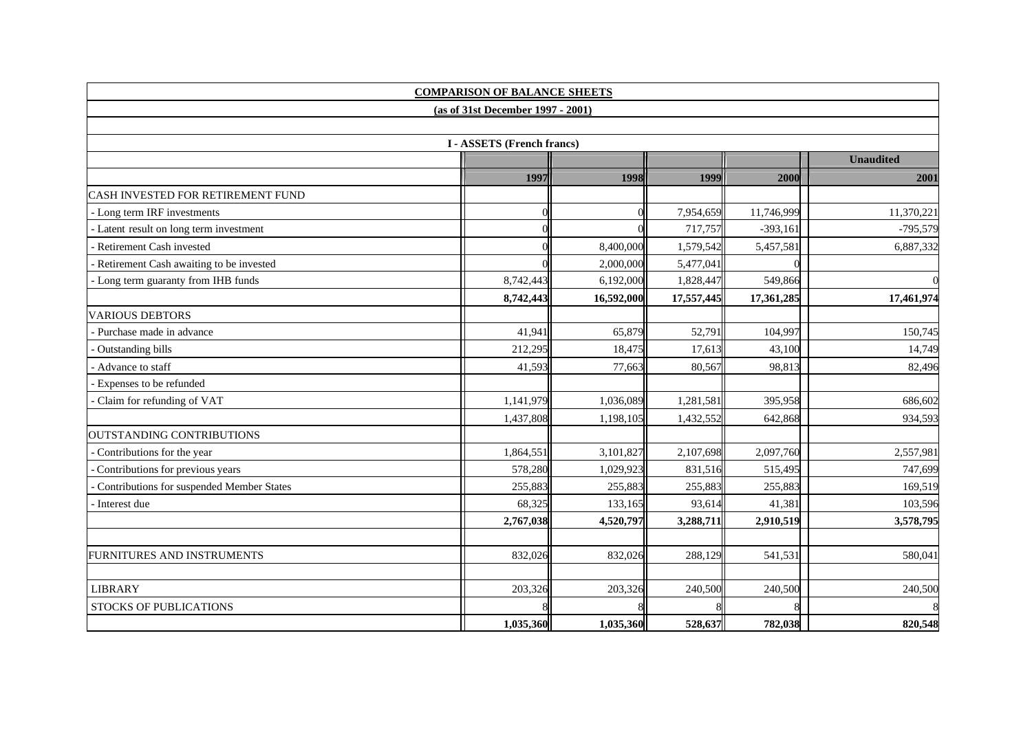## COMPARISON OF BALANCE SHEETS

**(as of 31st December 1997 - 2001)**

### I - ASSETS (French francs)

| | 1997 | 1998 | 1999 | 2000 | Unaudited 2001 |
|---|---|---|---|---|---|
| CASH INVESTED FOR RETIREMENT FUND | | | | | |
| - Long term IRF investments | 0 | 0 | 7,954,659 | 11,746,999 | 11,370,221 |
| - Latent result on long term investment | 0 | 0 | 717,757 | -393,161 | -795,579 |
| - Retirement Cash invested | 0 | 8,400,000 | 1,579,542 | 5,457,581 | 6,887,332 |
| - Retirement Cash awaiting to be invested | 0 | 2,000,000 | 5,477,041 | 0 | |
| - Long term guaranty from IHB funds | 8,742,443 | 6,192,000 | 1,828,447 | 549,866 | 0 |
| | **8,742,443** | **16,592,000** | **17,557,445** | **17,361,285** | **17,461,974** |
| VARIOUS DEBTORS | | | | | |
| - Purchase made in advance | 41,941 | 65,879 | 52,791 | 104,997 | 150,745 |
| - Outstanding bills | 212,295 | 18,475 | 17,613 | 43,100 | 14,749 |
| - Advance to staff | 41,593 | 77,663 | 80,567 | 98,813 | 82,496 |
| - Expenses to be refunded | | | | | |
| - Claim for refunding of VAT | 1,141,979 | 1,036,089 | 1,281,581 | 395,958 | 686,602 |
| | 1,437,808 | 1,198,105 | 1,432,552 | 642,868 | 934,593 |
| OUTSTANDING CONTRIBUTIONS | | | | | |
| - Contributions for the year | 1,864,551 | 3,101,827 | 2,107,698 | 2,097,760 | 2,557,981 |
| - Contributions for previous years | 578,280 | 1,029,923 | 831,516 | 515,495 | 747,699 |
| - Contributions for suspended Member States | 255,883 | 255,883 | 255,883 | 255,883 | 169,519 |
| - Interest due | 68,325 | 133,165 | 93,614 | 41,381 | 103,596 |
| | **2,767,038** | **4,520,797** | **3,288,711** | **2,910,519** | **3,578,795** |
| | | | | | |
| FURNITURES AND INSTRUMENTS | 832,026 | 832,026 | 288,129 | 541,531 | 580,041 |
| | | | | | |
| LIBRARY | 203,326 | 203,326 | 240,500 | 240,500 | 240,500 |
| STOCKS OF PUBLICATIONS | 8 | 8 | 8 | 8 | 8 |
| | **1,035,360** | **1,035,360** | **528,637** | **782,038** | **820,548** |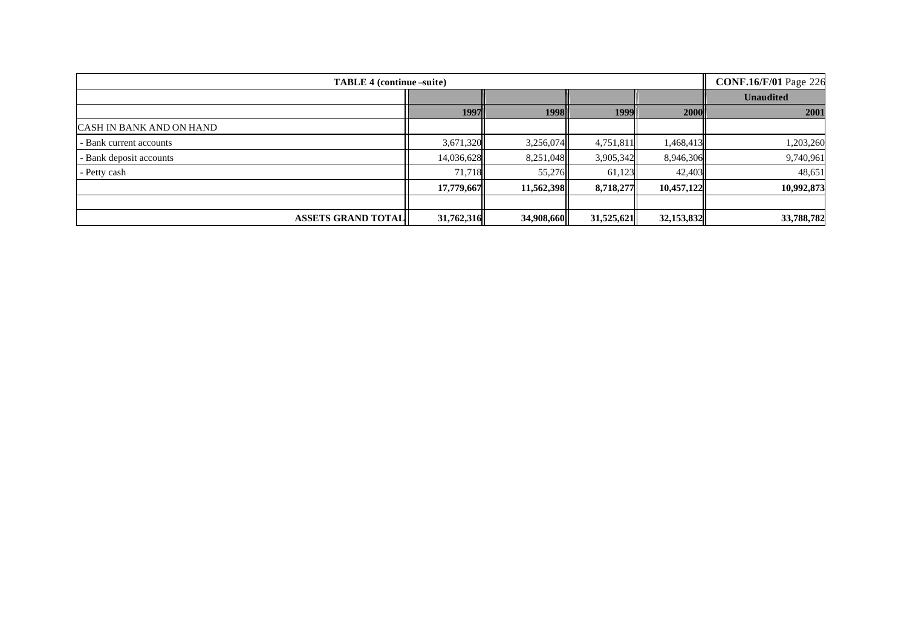**TABLE 4 (continue –suite)**

| | | | | | Unaudited |
|---|---|---|---|---|---|
| | **1997** | **1998** | **1999** | **2000** | **2001** |
| CASH IN BANK AND ON HAND | | | | | |
| - Bank current accounts | 3,671,320 | 3,256,074 | 4,751,811 | 1,468,413 | 1,203,260 |
| - Bank deposit accounts | 14,036,628 | 8,251,048 | 3,905,342 | 8,946,306 | 9,740,961 |
| - Petty cash | 71,718 | 55,276 | 61,123 | 42,403 | 48,651 |
| | **17,779,667** | **11,562,398** | **8,718,277** | **10,457,122** | **10,992,873** |
| | | | | | |
| **ASSETS GRAND TOTAL** | **31,762,316** | **34,908,660** | **31,525,621** | **32,153,832** | **33,788,782** |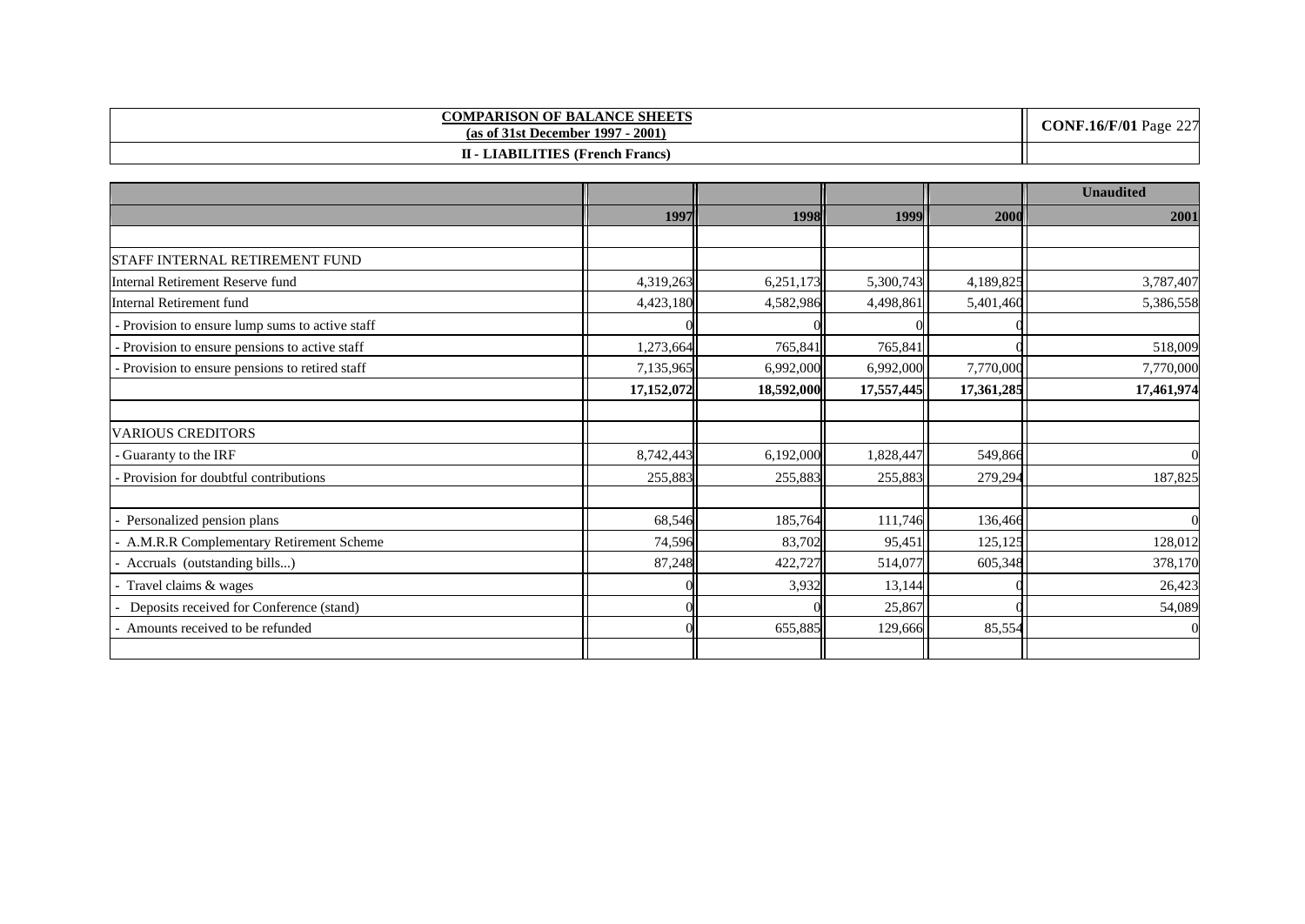**COMPARISON OF BALANCE SHEETS**
**(as of 31st December 1997 - 2001)**

**II - LIABILITIES (French Francs)**

| | | | | | Unaudited |
|---|---|---|---|---|---|
| | 1997 | 1998 | 1999 | 2000 | 2001 |
| | | | | | |
| STAFF INTERNAL RETIREMENT FUND | | | | | |
| Internal Retirement Reserve fund | 4,319,263 | 6,251,173 | 5,300,743 | 4,189,825 | 3,787,407 |
| Internal Retirement fund | 4,423,180 | 4,582,986 | 4,498,861 | 5,401,460 | 5,386,558 |
| - Provision to ensure lump sums to active staff | 0 | 0 | 0 | 0 | |
| - Provision to ensure pensions to active staff | 1,273,664 | 765,841 | 765,841 | 0 | 518,009 |
| - Provision to ensure pensions to retired staff | 7,135,965 | 6,992,000 | 6,992,000 | 7,770,000 | 7,770,000 |
| | **17,152,072** | **18,592,000** | **17,557,445** | **17,361,285** | **17,461,974** |
| | | | | | |
| VARIOUS CREDITORS | | | | | |
| - Guaranty to the IRF | 8,742,443 | 6,192,000 | 1,828,447 | 549,866 | 0 |
| - Provision for doubtful contributions | 255,883 | 255,883 | 255,883 | 279,294 | 187,825 |
| | | | | | |
| - Personalized pension plans | 68,546 | 185,764 | 111,746 | 136,466 | 0 |
| - A.M.R.R Complementary Retirement Scheme | 74,596 | 83,702 | 95,451 | 125,125 | 128,012 |
| - Accruals (outstanding bills...) | 87,248 | 422,727 | 514,077 | 605,348 | 378,170 |
| - Travel claims & wages | 0 | 3,932 | 13,144 | 0 | 26,423 |
| - Deposits received for Conference (stand) | 0 | 0 | 25,867 | 0 | 54,089 |
| - Amounts received to be refunded | 0 | 655,885 | 129,666 | 85,554 | 0 |
| | | | | | |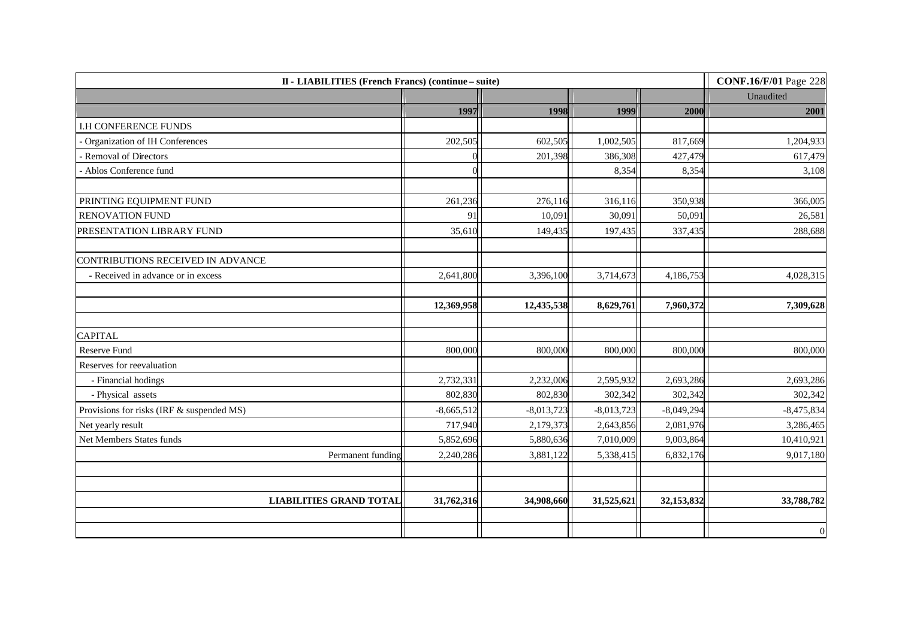| II - LIABILITIES (French Francs) (continue – suite) | | | | | **CONF.16/F/01** Page 228 |
|---|---|---|---|---|---|
| | | | | | Unaudited |
| | **1997** | **1998** | **1999** | **2000** | **2001** |
| I.H CONFERENCE FUNDS | | | | | |
| - Organization of IH Conferences | 202,505 | 602,505 | 1,002,505 | 817,669 | 1,204,933 |
| - Removal of Directors | 0 | 201,398 | 386,308 | 427,479 | 617,479 |
| - Ablos Conference fund | 0 | | 8,354 | 8,354 | 3,108 |
| | | | | | |
| PRINTING EQUIPMENT FUND | 261,236 | 276,116 | 316,116 | 350,938 | 366,005 |
| RENOVATION FUND | 91 | 10,091 | 30,091 | 50,091 | 26,581 |
| PRESENTATION LIBRARY FUND | 35,610 | 149,435 | 197,435 | 337,435 | 288,688 |
| | | | | | |
| CONTRIBUTIONS RECEIVED IN ADVANCE | | | | | |
| - Received in advance or in excess | 2,641,800 | 3,396,100 | 3,714,673 | 4,186,753 | 4,028,315 |
| | | | | | |
| | **12,369,958** | **12,435,538** | **8,629,761** | **7,960,372** | **7,309,628** |
| | | | | | |
| CAPITAL | | | | | |
| Reserve Fund | 800,000 | 800,000 | 800,000 | 800,000 | 800,000 |
| Reserves for reevaluation | | | | | |
| - Financial hodings | 2,732,331 | 2,232,006 | 2,595,932 | 2,693,286 | 2,693,286 |
| - Physical assets | 802,830 | 802,830 | 302,342 | 302,342 | 302,342 |
| Provisions for risks (IRF & suspended MS) | -8,665,512 | -8,013,723 | -8,013,723 | -8,049,294 | -8,475,834 |
| Net yearly result | 717,940 | 2,179,373 | 2,643,856 | 2,081,976 | 3,286,465 |
| Net Members States funds | 5,852,696 | 5,880,636 | 7,010,009 | 9,003,864 | 10,410,921 |
| Permanent funding | 2,240,286 | 3,881,122 | 5,338,415 | 6,832,176 | 9,017,180 |
| | | | | | |
| | | | | | |
| **LIABILITIES GRAND TOTAL** | **31,762,316** | **34,908,660** | **31,525,621** | **32,153,832** | **33,788,782** |
| | | | | | |
| | | | | | 0 |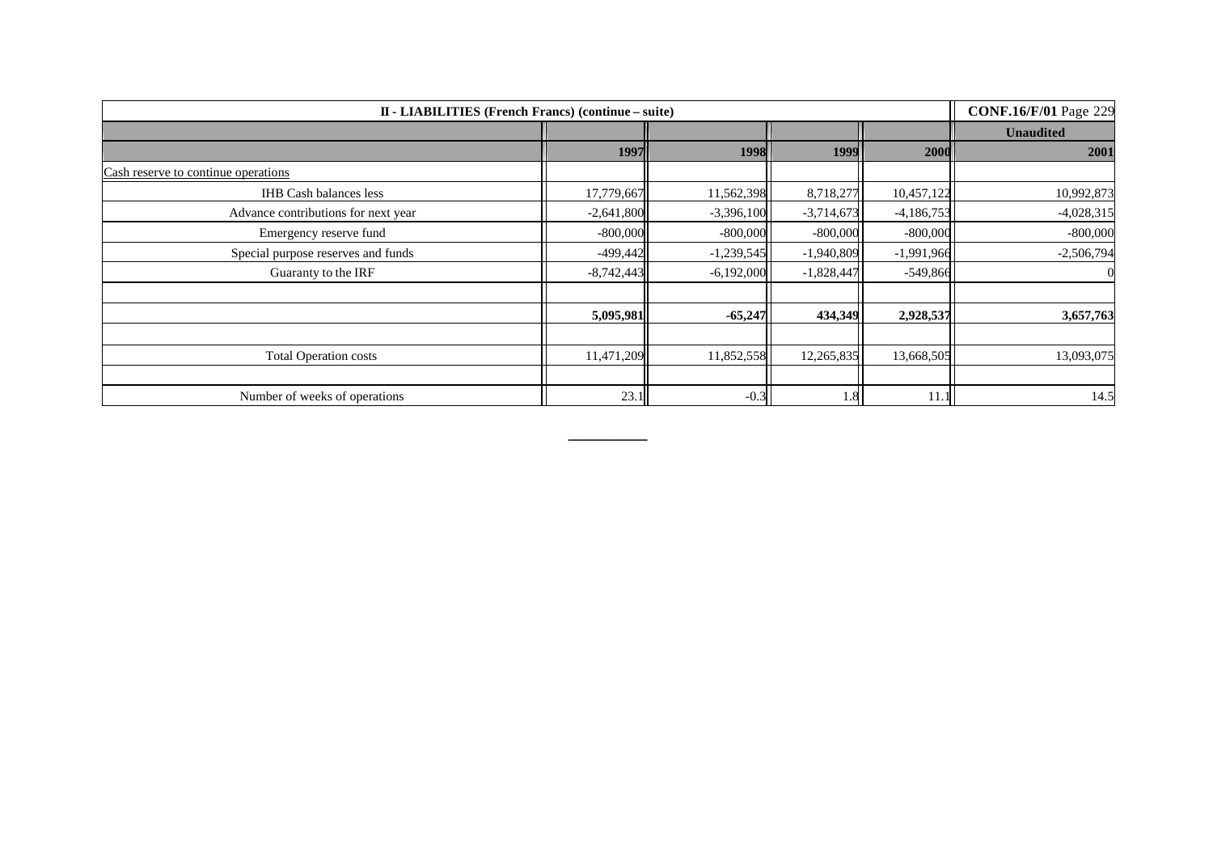| II - LIABILITIES (French Francs) (continue – suite) | | | | | |
|---|---|---|---|---|---|
| | | | | | Unaudited |
| | **1997** | **1998** | **1999** | **2000** | **2001** |
| Cash reserve to continue operations | | | | | |
| IHB Cash balances less | 17,779,667 | 11,562,398 | 8,718,277 | 10,457,122 | 10,992,873 |
| Advance contributions for next year | -2,641,800 | -3,396,100 | -3,714,673 | -4,186,753 | -4,028,315 |
| Emergency reserve fund | -800,000 | -800,000 | -800,000 | -800,000 | -800,000 |
| Special purpose reserves and funds | -499,442 | -1,239,545 | -1,940,809 | -1,991,966 | -2,506,794 |
| Guaranty to the IRF | -8,742,443 | -6,192,000 | -1,828,447 | -549,866 | 0 |
| | | | | | |
| | **5,095,981** | **-65,247** | **434,349** | **2,928,537** | **3,657,763** |
| | | | | | |
| Total Operation costs | 11,471,209 | 11,852,558 | 12,265,835 | 13,668,505 | 13,093,075 |
| | | | | | |
| Number of weeks of operations | 23.1 | -0.3 | 1.8 | 11.1 | 14.5 |

___________